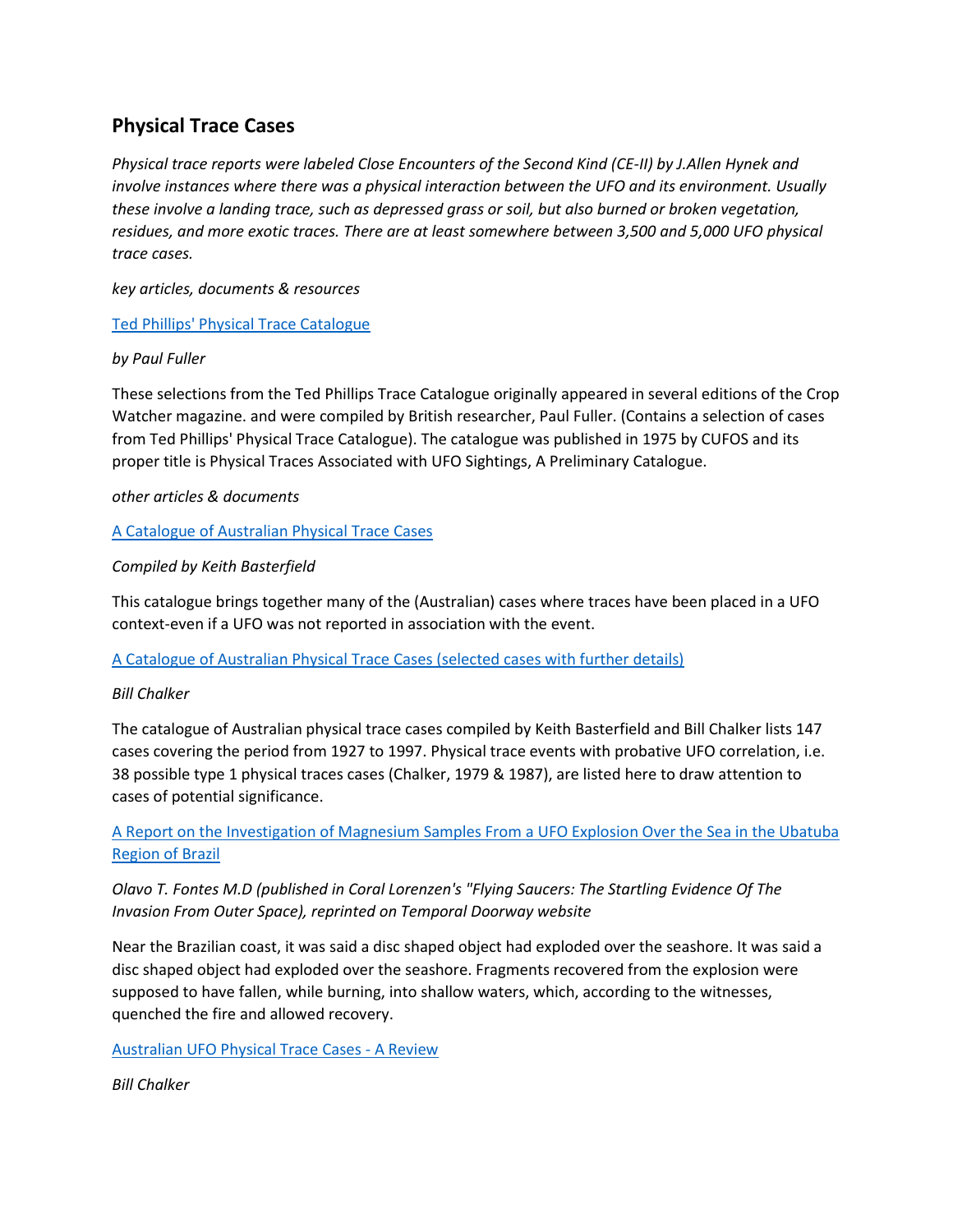## Physical Trace Cases

*Physical trace reports were labeled Close Encounters of the Second Kind (CE-II) by J.Allen Hynek and involve instances where there was a physical interaction between the UFO and its environment. Usually these involve a landing trace, such as depressed grass or soil, but also burned or broken vegetation, residues, and more exotic traces. There are at least somewhere between 3,500 and 5,000 UFO physical trace cases.*

*key articles, documents & resources*

[Ted Phillips' Physical Trace Catalogue]

*by Paul Fuller*

These selections from the Ted Phillips Trace Catalogue originally appeared in several editions of the Crop Watcher magazine. and were compiled by British researcher, Paul Fuller. (Contains a selection of cases from Ted Phillips' Physical Trace Catalogue). The catalogue was published in 1975 by CUFOS and its proper title is Physical Traces Associated with UFO Sightings, A Preliminary Catalogue.

*other articles & documents*

[A Catalogue of Australian Physical Trace Cases]

*Compiled by Keith Basterfield*

This catalogue brings together many of the (Australian) cases where traces have been placed in a UFO context-even if a UFO was not reported in association with the event.

[A Catalogue of Australian Physical Trace Cases (selected cases with further details)]

*Bill Chalker*

The catalogue of Australian physical trace cases compiled by Keith Basterfield and Bill Chalker lists 147 cases covering the period from 1927 to 1997. Physical trace events with probative UFO correlation, i.e. 38 possible type 1 physical traces cases (Chalker, 1979 & 1987), are listed here to draw attention to cases of potential significance.

[A Report on the Investigation of Magnesium Samples From a UFO Explosion Over the Sea in the Ubatuba Region of Brazil]

*Olavo T. Fontes M.D (published in Coral Lorenzen's "Flying Saucers: The Startling Evidence Of The Invasion From Outer Space), reprinted on Temporal Doorway website*

Near the Brazilian coast, it was said a disc shaped object had exploded over the seashore. It was said a disc shaped object had exploded over the seashore. Fragments recovered from the explosion were supposed to have fallen, while burning, into shallow waters, which, according to the witnesses, quenched the fire and allowed recovery.

[Australian UFO Physical Trace Cases - A Review]

*Bill Chalker*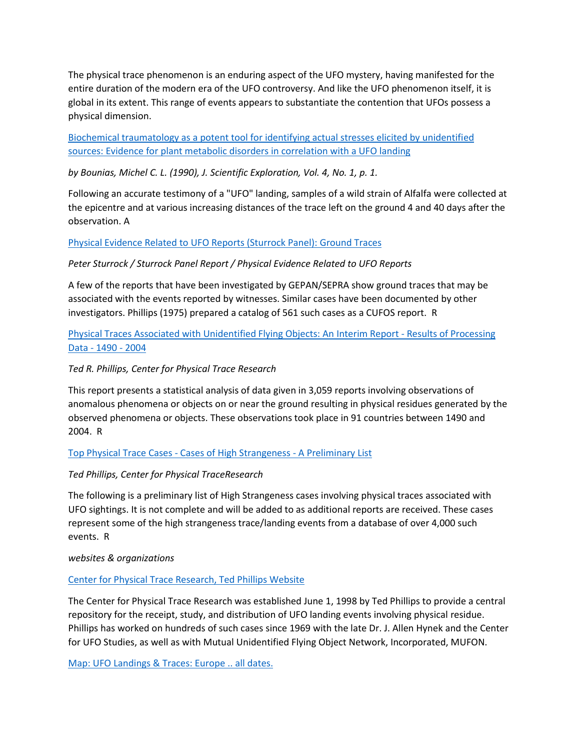The physical trace phenomenon is an enduring aspect of the UFO mystery, having manifested for the entire duration of the modern era of the UFO controversy. And like the UFO phenomenon itself, it is global in its extent. This range of events appears to substantiate the contention that UFOs possess a physical dimension.

[Biochemical traumatology as a potent tool for identifying actual stresses elicited by unidentified sources: Evidence for plant metabolic disorders in correlation with a UFO landing]()

*by Bounias, Michel C. L. (1990), J. Scientific Exploration, Vol. 4, No. 1, p. 1.*

Following an accurate testimony of a "UFO" landing, samples of a wild strain of Alfalfa were collected at the epicentre and at various increasing distances of the trace left on the ground 4 and 40 days after the observation. A

[Physical Evidence Related to UFO Reports (Sturrock Panel): Ground Traces]()

*Peter Sturrock / Sturrock Panel Report / Physical Evidence Related to UFO Reports*

A few of the reports that have been investigated by GEPAN/SEPRA show ground traces that may be associated with the events reported by witnesses. Similar cases have been documented by other investigators. Phillips (1975) prepared a catalog of 561 such cases as a CUFOS report. R

[Physical Traces Associated with Unidentified Flying Objects: An Interim Report - Results of Processing Data - 1490 - 2004]()

*Ted R. Phillips, Center for Physical Trace Research*

This report presents a statistical analysis of data given in 3,059 reports involving observations of anomalous phenomena or objects on or near the ground resulting in physical residues generated by the observed phenomena or objects. These observations took place in 91 countries between 1490 and 2004. R

[Top Physical Trace Cases - Cases of High Strangeness - A Preliminary List]()

*Ted Phillips, Center for Physical TraceResearch*

The following is a preliminary list of High Strangeness cases involving physical traces associated with UFO sightings. It is not complete and will be added to as additional reports are received. These cases represent some of the high strangeness trace/landing events from a database of over 4,000 such events. R

*websites & organizations*

[Center for Physical Trace Research, Ted Phillips Website]()

The Center for Physical Trace Research was established June 1, 1998 by Ted Phillips to provide a central repository for the receipt, study, and distribution of UFO landing events involving physical residue. Phillips has worked on hundreds of such cases since 1969 with the late Dr. J. Allen Hynek and the Center for UFO Studies, as well as with Mutual Unidentified Flying Object Network, Incorporated, MUFON.

[Map: UFO Landings & Traces: Europe .. all dates.]()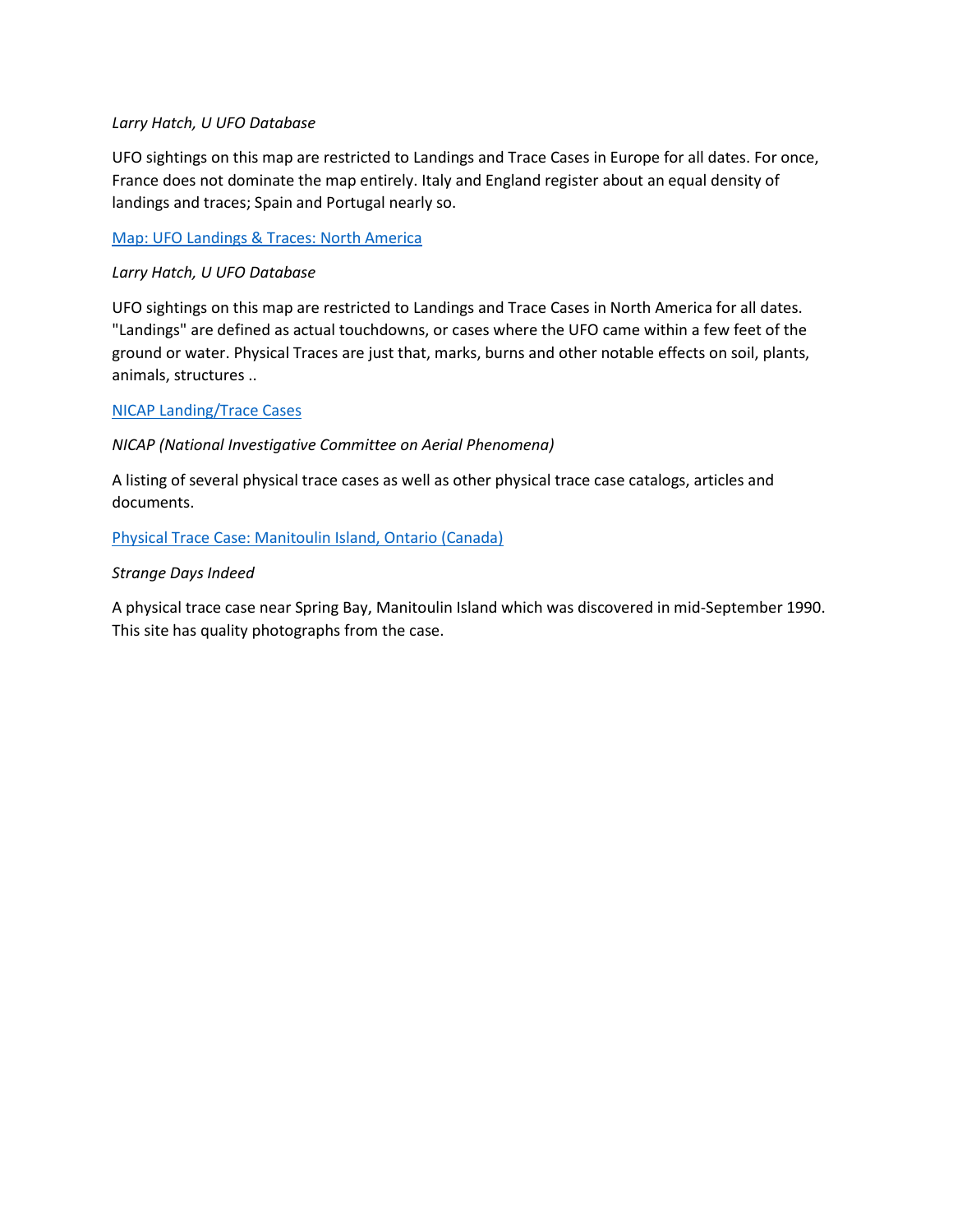*Larry Hatch, U UFO Database*

UFO sightings on this map are restricted to Landings and Trace Cases in Europe for all dates. For once, France does not dominate the map entirely. Italy and England register about an equal density of landings and traces; Spain and Portugal nearly so.

Map: UFO Landings & Traces: North America

*Larry Hatch, U UFO Database*

UFO sightings on this map are restricted to Landings and Trace Cases in North America for all dates. "Landings" are defined as actual touchdowns, or cases where the UFO came within a few feet of the ground or water. Physical Traces are just that, marks, burns and other notable effects on soil, plants, animals, structures ..

NICAP Landing/Trace Cases

*NICAP (National Investigative Committee on Aerial Phenomena)*

A listing of several physical trace cases as well as other physical trace case catalogs, articles and documents.

Physical Trace Case: Manitoulin Island, Ontario (Canada)

*Strange Days Indeed*

A physical trace case near Spring Bay, Manitoulin Island which was discovered in mid-September 1990. This site has quality photographs from the case.